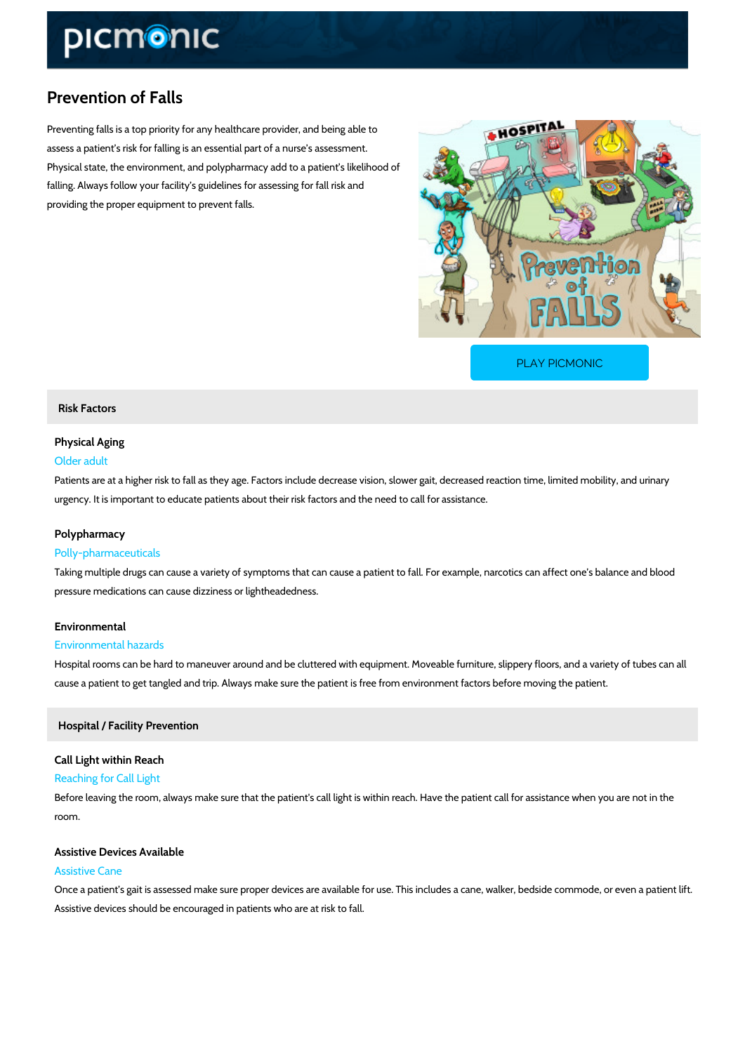# Prevention of Falls

Preventing falls is a top priority for any healthcare provider, and being able to assess a patient's risk for falling is an essential part of a nurse's assessment. Physical state, the environment, and polypharmacy add to a patient's likelihood of falling. Always follow your facility's guidelines for assessing for fall risk and providing the proper equipment to prevent falls.

PLAY PICMONIC

## Risk Factors

### Physical Aging

Older adult

Patients are at a higher risk to fall as they age. Factors include decrease vision, slower gait, decreased reaction time, limited mobility, and urinary urgency. It is important to educate patients about their risk factors and the need to call for assistance.

### Polypharmacy

Polly-pharmaceuticals

Taking multiple drugs can cause a variety of symptoms that can cause a patient to fall. For example, narcotics can affect one's balance and blood pressure medications can cause dizziness or lightheadedness.

### Environmental

Environmental hazards

Hospital rooms can be hard to maneuver around and be cluttered with equipment. Moveable furniture, slippery floors, and a variety of tubes can all cause a patient to get tangled and trip. Always make sure the patient is free from environment factors before moving the patient.

## Hospital / Facility Prevention

### Call Light within Reach

Reaching for Call Light

Before leaving the room, always make sure that the patient's call light is within reach. Have the patient call for assistance when you are not in the room.

### Assistive Devices Available

Assistive Cane

Once a patient's gait is assessed make sure proper devices are available for use. This includes a cane, walker, bedside commode, or even a patient lift. Assistive devices should be encouraged in patients who are at risk to fall.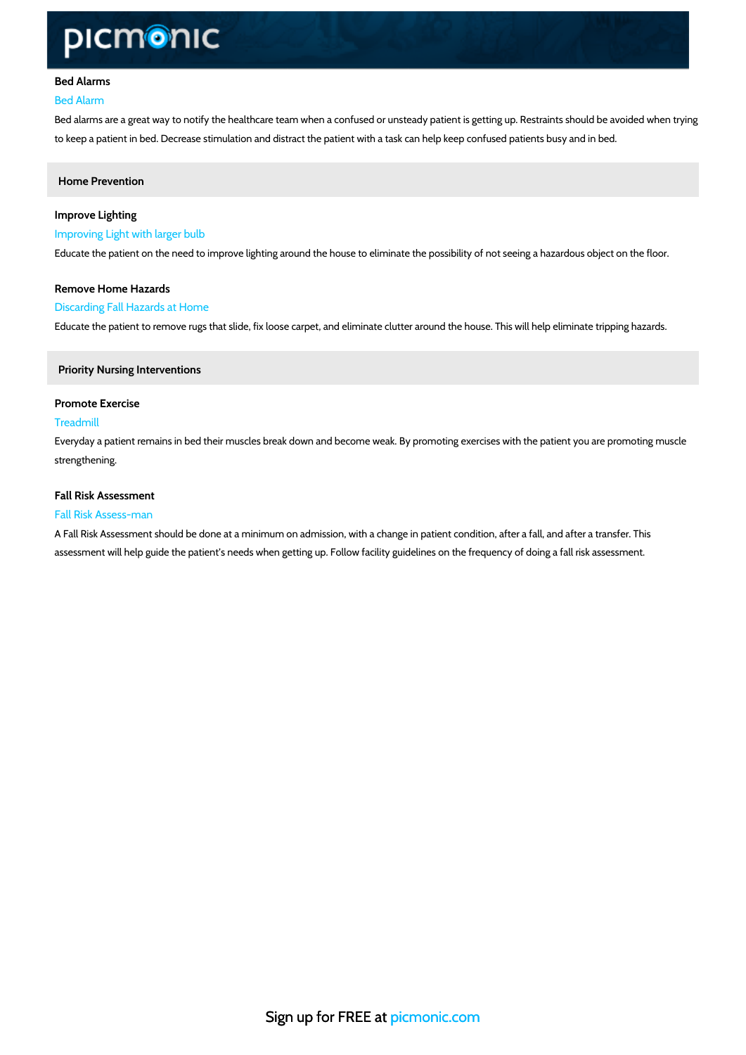### Bed Alarms

Bed Alarm

Bed alarms are a great way to notify the healthcare team when a confused or unsteady patient is getting up. Restraints should be avoided when trying to keep a patient in bed. Decrease stimulation and distract the patient with a task can help keep confused patients busy and in bed.

## Home Prevention

### Improve Lighting

Improving Light with larger bulb

Educate the patient on the need to improve lighting around the house to eliminate the possibility of not seeing a hazardous object on the floor.

### Remove Home Hazards

Discarding Fall Hazards at Home

Educate the patient to remove rugs that slide, fix loose carpet, and eliminate clutter around the house. This will help eliminate tripping hazards.

## Priority Nursing Interventions

### Promote Exercise

Treadmill

Everyday a patient remains in bed their muscles break down and become weak. By promoting exercises with the patient you are promoting muscle strengthening.

### Fall Risk Assessment

Fall Risk Assess-man

A Fall Risk Assessment should be done at a minimum on admission, with a change in patient condition, after a fall, and after a transfer. This assessment will help guide the patient's needs when getting up. Follow facility guidelines on the frequency of doing a fall risk assessment.